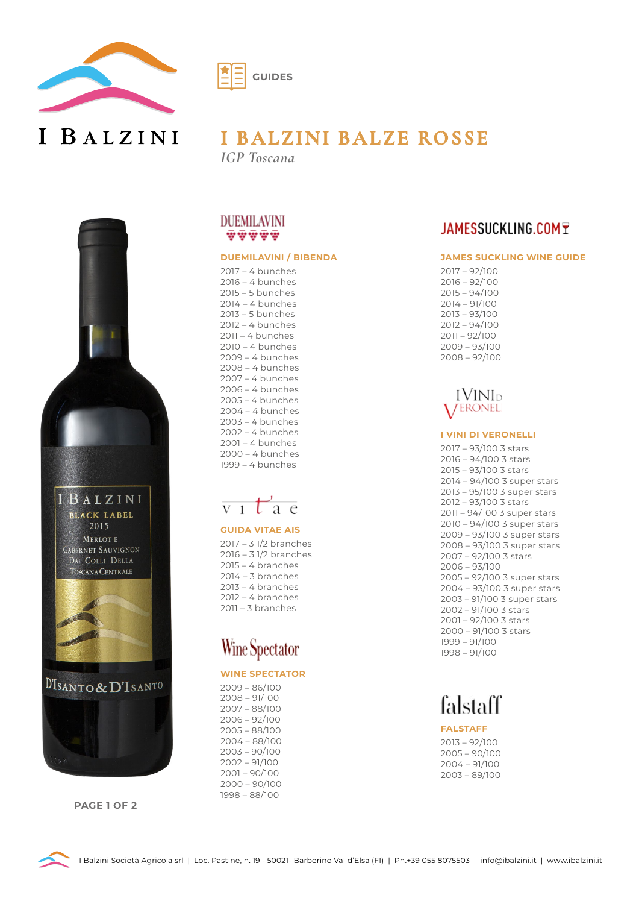# I BALZINI BALZE ROSSE

*IGP Toscana*

GUIDES

## DUEMILAVINI / BIBENDA

- 2017 – 4 bunches
- 2016 – 4 bunches
- 2015 – 5 bunches
- 2014 – 4 bunches
- 2013 – 5 bunches
- 2012 – 4 bunches
- 2011 – 4 bunches
- 2010 – 4 bunches
- 2009 – 4 bunches
- 2008 – 4 bunches
- 2007 – 4 bunches
- 2006 – 4 bunches
- 2005 – 4 bunches
- 2004 – 4 bunches
- 2003 – 4 bunches
- 2002 – 4 bunches
- 2001 – 4 bunches
- 2000 – 4 bunches
- 1999 – 4 bunches

## GUIDA VITAE AIS

- 2017 – 3 1/2 branches
- 2016 – 3 1/2 branches
- 2015 – 4 branches
- 2014 – 3 branches
- 2013 – 4 branches
- 2012 – 4 branches
- 2011 – 3 branches

## WINE SPECTATOR

- 2009 – 86/100
- 2008 – 91/100
- 2007 – 88/100
- 2006 – 92/100
- 2005 – 88/100
- 2004 – 88/100
- 2003 – 90/100
- 2002 – 91/100
- 2001 – 90/100
- 2000 – 90/100
- 1998 – 88/100

## JAMES SUCKLING WINE GUIDE

- 2017 – 92/100
- 2016 – 92/100
- 2015 – 94/100
- 2014 – 91/100
- 2013 – 93/100
- 2012 – 94/100
- 2011 – 92/100
- 2009 – 93/100
- 2008 – 92/100

## I VINI DI VERONELLI

- 2017 – 93/100 3 stars
- 2016 – 94/100 3 stars
- 2015 – 93/100 3 stars
- 2014 – 94/100 3 super stars
- 2013 – 95/100 3 super stars
- 2012 – 93/100 3 stars
- 2011 – 94/100 3 super stars
- 2010 – 94/100 3 super stars
- 2009 – 93/100 3 super stars
- 2008 – 93/100 3 super stars
- 2007 – 92/100 3 stars
- 2006 – 93/100
- 2005 – 92/100 3 super stars
- 2004 – 93/100 3 super stars
- 2003 – 91/100 3 super stars
- 2002 – 91/100 3 stars
- 2001 – 92/100 3 stars
- 2000 – 91/100 3 stars
- 1999 – 91/100
- 1998 – 91/100

## FALSTAFF

- 2013 – 92/100
- 2005 – 90/100
- 2004 – 91/100
- 2003 – 89/100

I Balzini Società Agricola srl | Loc. Pastine, n. 19 - 50021- Barberino Val d'Elsa (FI) | Ph.+39 055 8075503 | info@ibalzini.it | www.ibalzini.it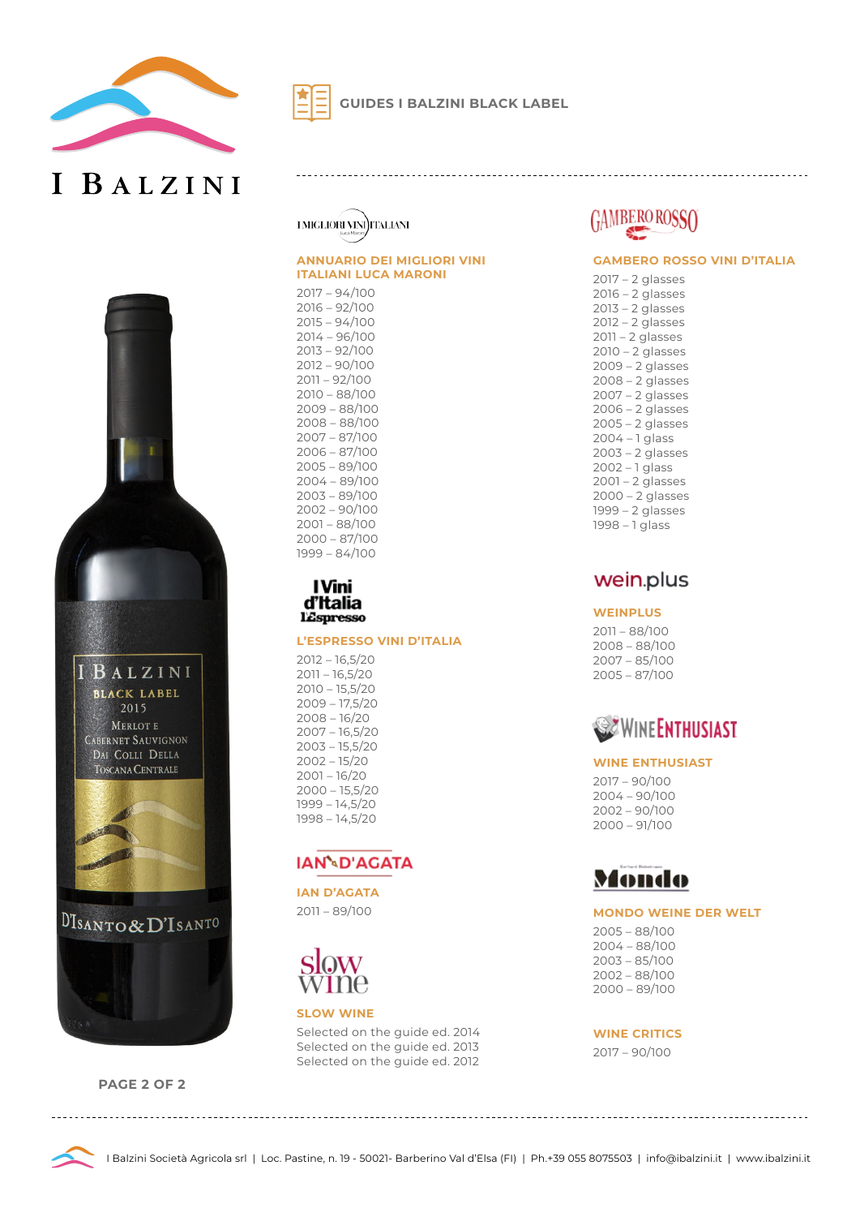# I BALZINI

## GUIDES I BALZINI BLACK LABEL

### ANNUARIO DEI MIGLIORI VINI ITALIANI LUCA MARONI

2017 – 94/100
2016 – 92/100
2015 – 94/100
2014 – 96/100
2013 – 92/100
2012 – 90/100
2011 – 92/100
2010 – 88/100
2009 – 88/100
2008 – 88/100
2007 – 87/100
2006 – 87/100
2005 – 89/100
2004 – 89/100
2003 – 89/100
2002 – 90/100
2001 – 88/100
2000 – 87/100
1999 – 84/100

### L'ESPRESSO VINI D'ITALIA

2012 – 16,5/20
2011 – 16,5/20
2010 – 15,5/20
2009 – 17,5/20
2008 – 16/20
2007 – 16,5/20
2003 – 15,5/20
2002 – 15/20
2001 – 16/20
2000 – 15,5/20
1999 – 14,5/20
1998 – 14,5/20

### IAN D'AGATA

2011 – 89/100

### SLOW WINE

Selected on the guide ed. 2014
Selected on the guide ed. 2013
Selected on the guide ed. 2012

### GAMBERO ROSSO VINI D'ITALIA

2017 – 2 glasses
2016 – 2 glasses
2013 – 2 glasses
2012 – 2 glasses
2011 – 2 glasses
2010 – 2 glasses
2009 – 2 glasses
2008 – 2 glasses
2007 – 2 glasses
2006 – 2 glasses
2005 – 2 glasses
2004 – 1 glass
2003 – 2 glasses
2002 – 1 glass
2001 – 2 glasses
2000 – 2 glasses
1999 – 2 glasses
1998 – 1 glass

### WEINPLUS

2011 – 88/100
2008 – 88/100
2007 – 85/100
2005 – 87/100

### WINE ENTHUSIAST

2017 – 90/100
2004 – 90/100
2002 – 90/100
2000 – 91/100

### MONDO WEINE DER WELT

2005 – 88/100
2004 – 88/100
2003 – 85/100
2002 – 88/100
2000 – 89/100

### WINE CRITICS

2017 – 90/100

I Balzini Società Agricola srl | Loc. Pastine, n. 19 - 50021- Barberino Val d'Elsa (FI) | Ph.+39 055 8075503 | info@ibalzini.it | www.ibalzini.it